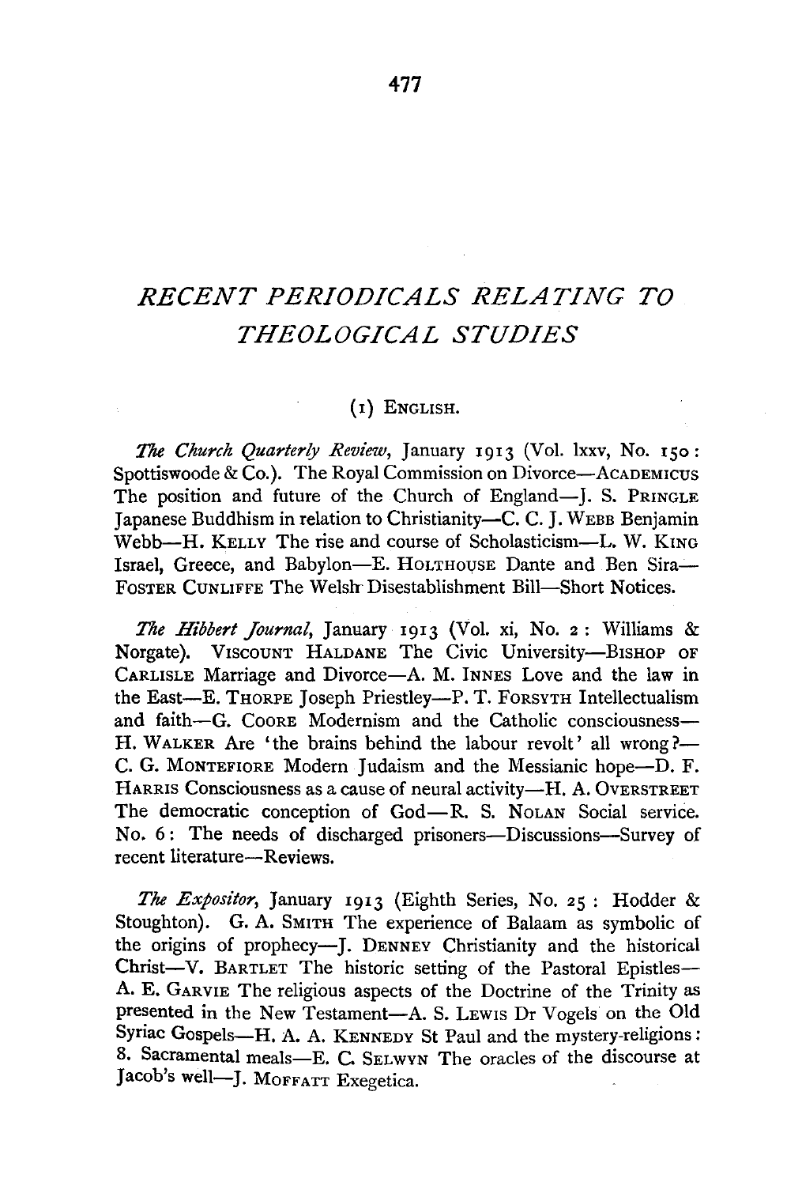# RECENT PERIODICALS RELATING TO THEOLOGICAL STUDIES

## (1) ENGLISH.

*The Church Quarterly Review*, January 1913 (Vol. lxxv, No. 150: Spottiswoode & Co.). The Royal Commission on Divorce—ACADEMICUS The position and future of the Church of England—J. S. PRINGLE Japanese Buddhism in relation to Christianity—C. C. J. WEBB Benjamin Webb—H. KELLY The rise and course of Scholasticism—L. W. KING Israel, Greece, and Babylon—E. HOLTHOUSE Dante and Ben Sira—FOSTER CUNLIFFE The Welsh Disestablishment Bill—Short Notices.

*The Hibbert Journal*, January 1913 (Vol. xi, No. 2: Williams & Norgate). VISCOUNT HALDANE The Civic University—BISHOP OF CARLISLE Marriage and Divorce—A. M. INNES Love and the law in the East—E. THORPE Joseph Priestley—P. T. FORSYTH Intellectualism and faith—G. COORE Modernism and the Catholic consciousness—H. WALKER Are 'the brains behind the labour revolt' all wrong?—C. G. MONTEFIORE Modern Judaism and the Messianic hope—D. F. HARRIS Consciousness as a cause of neural activity—H. A. OVERSTREET The democratic conception of God—R. S. NOLAN Social service. No. 6: The needs of discharged prisoners—Discussions—Survey of recent literature—Reviews.

*The Expositor*, January 1913 (Eighth Series, No. 25: Hodder & Stoughton). G. A. SMITH The experience of Balaam as symbolic of the origins of prophecy—J. DENNEY Christianity and the historical Christ—V. BARTLET The historic setting of the Pastoral Epistles—A. E. GARVIE The religious aspects of the Doctrine of the Trinity as presented in the New Testament—A. S. LEWIS Dr Vogels on the Old Syriac Gospels—H. A. A. KENNEDY St Paul and the mystery-religions: 8. Sacramental meals—E. C. SELWYN The oracles of the discourse at Jacob's well—J. MOFFATT Exegetica.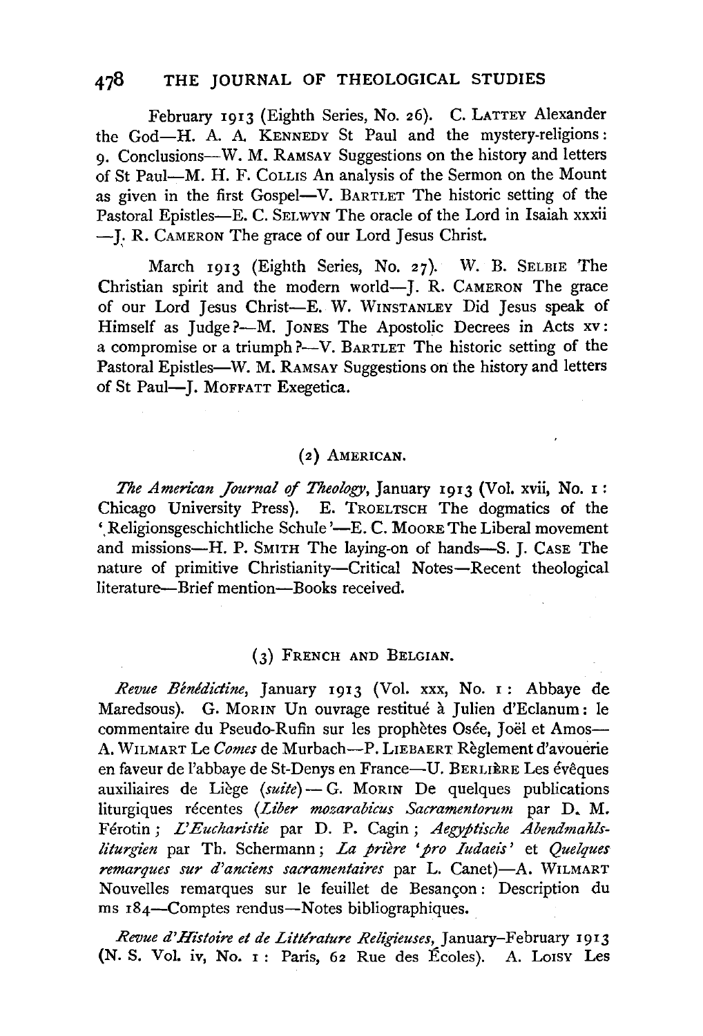February 1913 (Eighth Series, No. 26). C. LATTEY Alexander the God—H. A. A. KENNEDY St Paul and the mystery-religions: 9. Conclusions—W. M. RAMSAY Suggestions on the history and letters of St Paul—M. H. F. COLLIS An analysis of the Sermon on the Mount as given in the first Gospel—V. BARTLET The historic setting of the Pastoral Epistles—E. C. SELWYN The oracle of the Lord in Isaiah xxxii—J. R. CAMERON The grace of our Lord Jesus Christ.

March 1913 (Eighth Series, No. 27). W. B. SELBIE The Christian spirit and the modern world—J. R. CAMERON The grace of our Lord Jesus Christ—E. W. WINSTANLEY Did Jesus speak of Himself as Judge?—M. JONES The Apostolic Decrees in Acts xv: a compromise or a triumph?—V. BARTLET The historic setting of the Pastoral Epistles—W. M. RAMSAY Suggestions on the history and letters of St Paul—J. MOFFATT Exegetica.

## (2) AMERICAN.

*The American Journal of Theology*, January 1913 (Vol. xvii, No. 1: Chicago University Press). E. TROELTSCH The dogmatics of the 'Religionsgeschichtliche Schule'—E. C. MOORE The Liberal movement and missions—H. P. SMITH The laying-on of hands—S. J. CASE The nature of primitive Christianity—Critical Notes—Recent theological literature—Brief mention—Books received.

## (3) FRENCH AND BELGIAN.

*Revue Bénédictine*, January 1913 (Vol. xxx, No. 1: Abbaye de Maredsous). G. MORIN Un ouvrage restitué à Julien d'Eclanum: le commentaire du Pseudo-Rufin sur les prophètes Osée, Joël et Amos—A. WILMART Le *Comes* de Murbach—P. LIEBAERT Règlement d'avouerie en faveur de l'abbaye de St-Denys en France—U. BERLIÈRE Les évêques auxiliaires de Liège (*suite*)—G. MORIN De quelques publications liturgiques récentes (*Liber mozarabicus Sacramentorum* par D. M. Férotin; *L'Eucharistie* par D. P. Cagin; *Aegyptische Abendmahlsliturgien* par Th. Schermann; *La prière 'pro Iudaeis'* et *Quelques remarques sur d'anciens sacramentaires* par L. Canet)—A. WILMART Nouvelles remarques sur le feuillet de Besançon: Description du ms 184—Comptes rendus—Notes bibliographiques.

*Revue d'Histoire et de Littérature Religieuses*, January–February 1913 (N. S. Vol. iv, No. 1: Paris, 62 Rue des Écoles). A. LOISY Les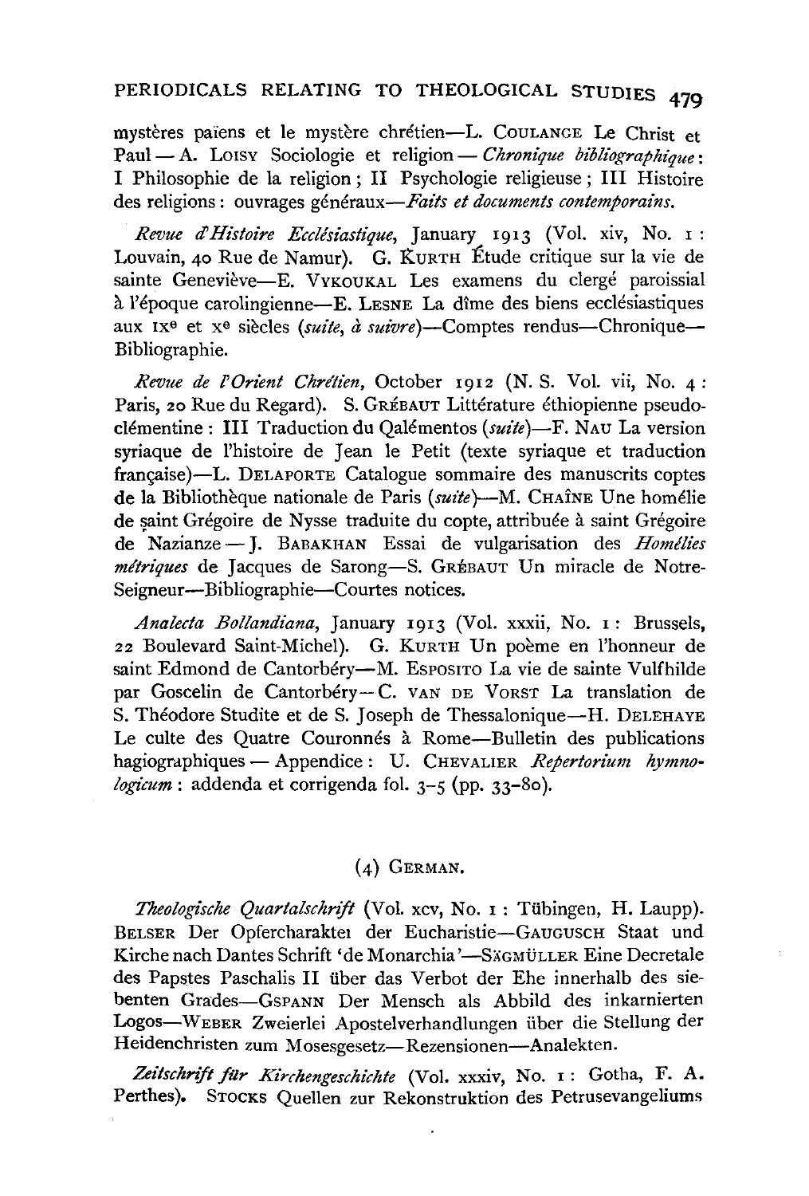mystères païens et le mystère chrétien—L. COULANGE Le Christ et Paul — A. LOISY Sociologie et religion — *Chronique bibliographique*: I Philosophie de la religion ; II Psychologie religieuse ; III Histoire des religions : ouvrages généraux—*Faits et documents contemporains.*

*Revue d'Histoire Ecclésiastique*, January 1913 (Vol. xiv, No. 1 : Louvain, 40 Rue de Namur). G. KURTH Étude critique sur la vie de sainte Geneviève—E. VYKOUKAL Les examens du clergé paroissial à l'époque carolingienne—E. LESNE La dîme des biens ecclésiastiques aux IXe et Xe siècles (*suite, à suivre*)—Comptes rendus—Chronique—Bibliographie.

*Revue de l'Orient Chrétien*, October 1912 (N. S. Vol. vii, No. 4 : Paris, 20 Rue du Regard). S. GRÉBAUT Littérature éthiopienne pseudo-clémentine : III Traduction du Qalémentos (*suite*)—F. NAU La version syriaque de l'histoire de Jean le Petit (texte syriaque et traduction française)—L. DELAPORTE Catalogue sommaire des manuscrits coptes de la Bibliothèque nationale de Paris (*suite*)—M. CHAÎNE Une homélie de saint Grégoire de Nysse traduite du copte, attribuée à saint Grégoire de Nazianze — J. BABAKHAN Essai de vulgarisation des *Homélies métriques* de Jacques de Sarong—S. GRÉBAUT Un miracle de Notre-Seigneur—Bibliographie—Courtes notices.

*Analecta Bollandiana*, January 1913 (Vol. xxxii, No. 1 : Brussels, 22 Boulevard Saint-Michel). G. KURTH Un poème en l'honneur de saint Edmond de Cantorbéry—M. ESPOSITO La vie de sainte Vulfhilde par Goscelin de Cantorbéry—C. VAN DE VORST La translation de S. Théodore Studite et de S. Joseph de Thessalonique—H. DELEHAYE Le culte des Quatre Couronnés à Rome—Bulletin des publications hagiographiques — Appendice : U. CHEVALIER *Repertorium hymnologicum* : addenda et corrigenda fol. 3–5 (pp. 33–80).

## (4) GERMAN.

*Theologische Quartalschrift* (Vol. xcv, No. 1 : Tübingen, H. Laupp). BELSER Der Opfercharakter der Eucharistie—GAUGUSCH Staat und Kirche nach Dantes Schrift 'de Monarchia'—SÄGMÜLLER Eine Decretale des Papstes Paschalis II über das Verbot der Ehe innerhalb des siebenten Grades—GSPANN Der Mensch als Abbild des inkarnierten Logos—WEBER Zweierlei Apostelverhandlungen über die Stellung der Heidenchristen zum Mosesgesetz—Rezensionen—Analekten.

*Zeitschrift für Kirchengeschichte* (Vol. xxxiv, No. 1 : Gotha, F. A. Perthes). STOCKS Quellen zur Rekonstruktion des Petrusevangeliums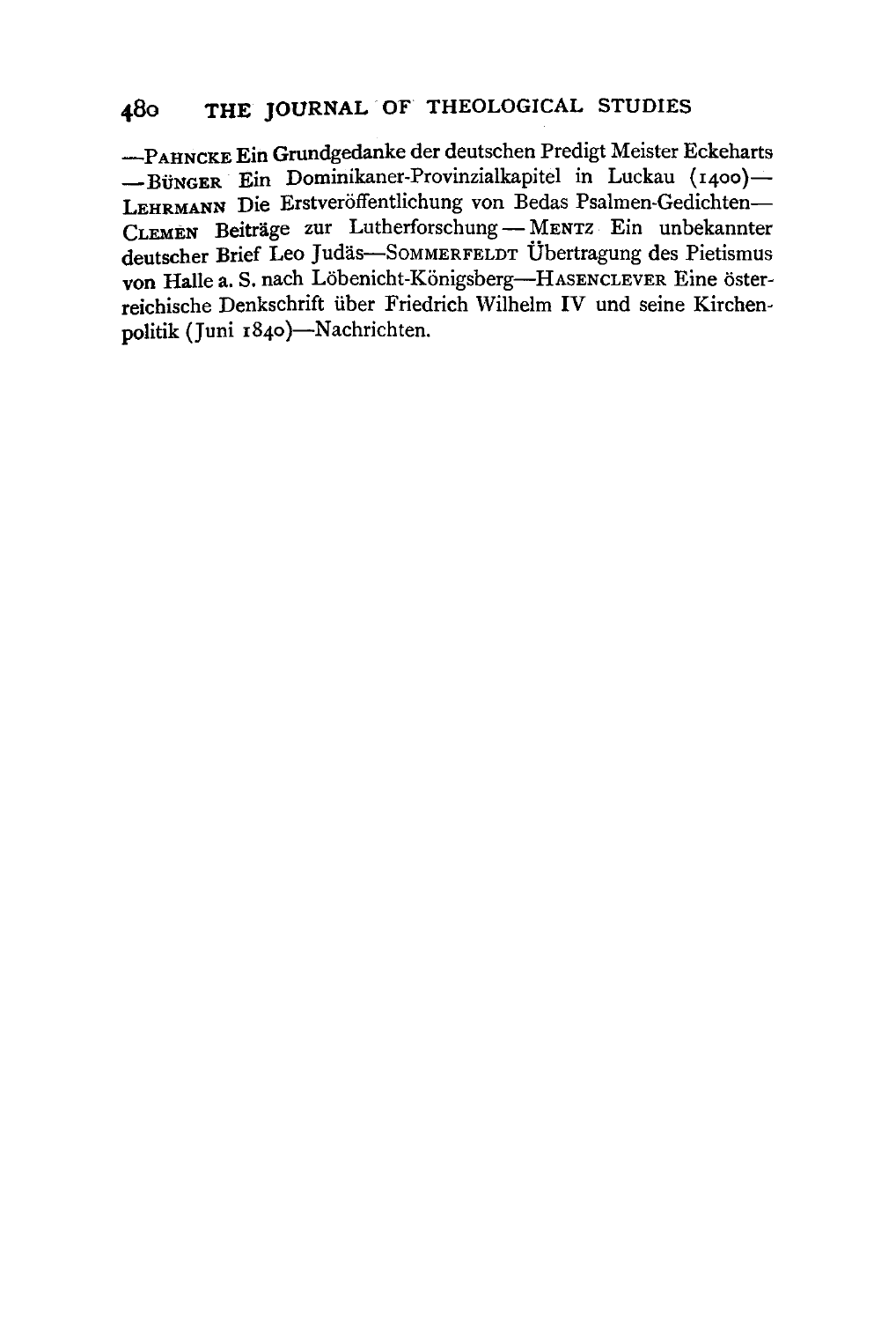—Pahncke Ein Grundgedanke der deutschen Predigt Meister Eckeharts —Bünger Ein Dominikaner-Provinzialkapitel in Luckau (1400)—Lehrmann Die Erstveröffentlichung von Bedas Psalmen-Gedichten—Clemen Beiträge zur Lutherforschung—Mentz Ein unbekannter deutscher Brief Leo Judäs—Sommerfeldt Übertragung des Pietismus von Halle a. S. nach Löbenicht-Königsberg—Hasenclever Eine österreichische Denkschrift über Friedrich Wilhelm IV und seine Kirchenpolitik (Juni 1840)—Nachrichten.